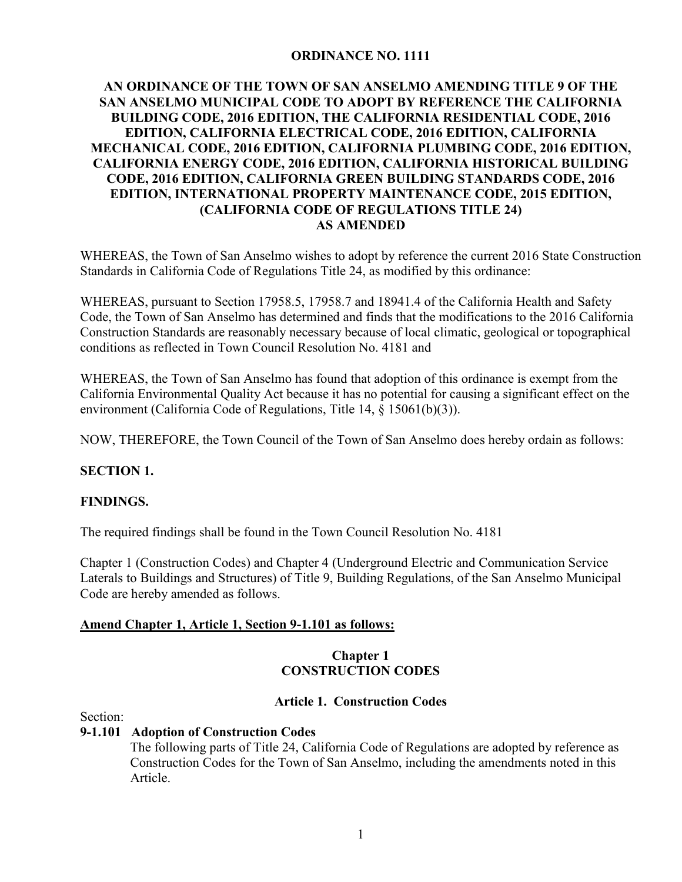# ORDINANCE NO. 1111

## AN ORDINANCE OF THE TOWN OF SAN ANSELMO AMENDING TITLE 9 OF THE SAN ANSELMO MUNICIPAL CODE TO ADOPT BY REFERENCE THE CALIFORNIA BUILDING CODE, 2016 EDITION, THE CALIFORNIA RESIDENTIAL CODE, 2016 EDITION, CALIFORNIA ELECTRICAL CODE, 2016 EDITION, CALIFORNIA MECHANICAL CODE, 2016 EDITION, CALIFORNIA PLUMBING CODE, 2016 EDITION, CALIFORNIA ENERGY CODE, 2016 EDITION, CALIFORNIA HISTORICAL BUILDING CODE, 2016 EDITION, CALIFORNIA GREEN BUILDING STANDARDS CODE, 2016 EDITION, INTERNATIONAL PROPERTY MAINTENANCE CODE, 2015 EDITION, (CALIFORNIA CODE OF REGULATIONS TITLE 24) AS AMENDED

WHEREAS, the Town of San Anselmo wishes to adopt by reference the current 2016 State Construction Standards in California Code of Regulations Title 24, as modified by this ordinance:

WHEREAS, pursuant to Section 17958.5, 17958.7 and 18941.4 of the California Health and Safety Code, the Town of San Anselmo has determined and finds that the modifications to the 2016 California Construction Standards are reasonably necessary because of local climatic, geological or topographical conditions as reflected in Town Council Resolution No. 4181 and

WHEREAS, the Town of San Anselmo has found that adoption of this ordinance is exempt from the California Environmental Quality Act because it has no potential for causing a significant effect on the environment (California Code of Regulations, Title 14, § 15061(b)(3)).

NOW, THEREFORE, the Town Council of the Town of San Anselmo does hereby ordain as follows:

**SECTION 1.**

**FINDINGS.**

The required findings shall be found in the Town Council Resolution No. 4181

Chapter 1 (Construction Codes) and Chapter 4 (Underground Electric and Communication Service Laterals to Buildings and Structures) of Title 9, Building Regulations, of the San Anselmo Municipal Code are hereby amended as follows.

**Amend Chapter 1, Article 1, Section 9-1.101 as follows:**

### Chapter 1
### CONSTRUCTION CODES

#### Article 1. Construction Codes

Section:

**9-1.101 Adoption of Construction Codes**

The following parts of Title 24, California Code of Regulations are adopted by reference as Construction Codes for the Town of San Anselmo, including the amendments noted in this Article.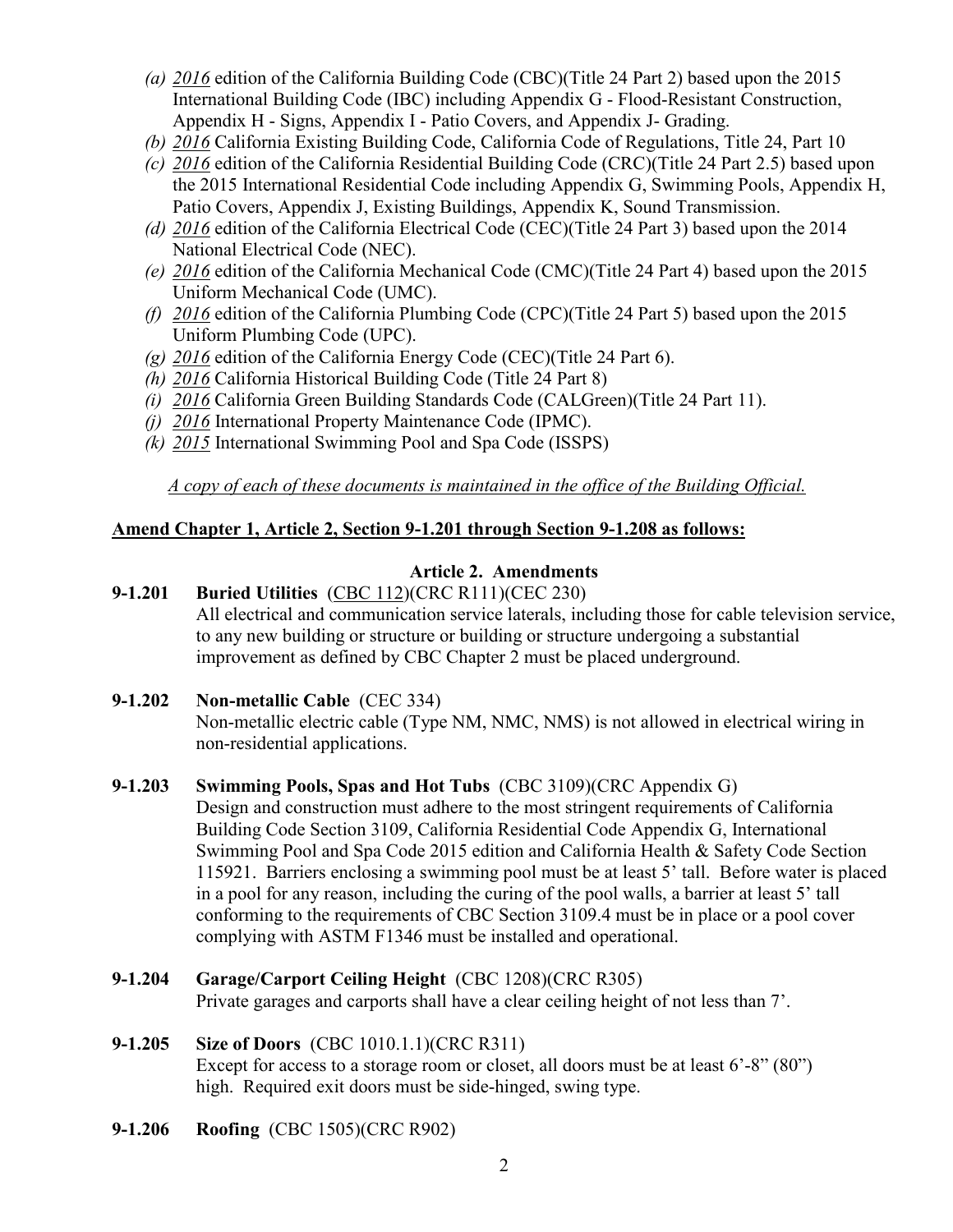*(a) 2016 edition of the California Building Code (CBC)(Title 24 Part 2) based upon the 2015 International Building Code (IBC) including Appendix G - Flood-Resistant Construction, Appendix H - Signs, Appendix I - Patio Covers, and Appendix J- Grading.*

*(b) 2016 California Existing Building Code, California Code of Regulations, Title 24, Part 10*

*(c) 2016 edition of the California Residential Building Code (CRC)(Title 24 Part 2.5) based upon the 2015 International Residential Code including Appendix G, Swimming Pools, Appendix H, Patio Covers, Appendix J, Existing Buildings, Appendix K, Sound Transmission.*

*(d) 2016 edition of the California Electrical Code (CEC)(Title 24 Part 3) based upon the 2014 National Electrical Code (NEC).*

*(e) 2016 edition of the California Mechanical Code (CMC)(Title 24 Part 4) based upon the 2015 Uniform Mechanical Code (UMC).*

*(f) 2016 edition of the California Plumbing Code (CPC)(Title 24 Part 5) based upon the 2015 Uniform Plumbing Code (UPC).*

*(g) 2016 edition of the California Energy Code (CEC)(Title 24 Part 6).*

*(h) 2016 California Historical Building Code (Title 24 Part 8)*

*(i) 2016 California Green Building Standards Code (CALGreen)(Title 24 Part 11).*

*(j) 2016 International Property Maintenance Code (IPMC).*

*(k) 2015 International Swimming Pool and Spa Code (ISSPS)*

*A copy of each of these documents is maintained in the office of the Building Official.*

**Amend Chapter 1, Article 2, Section 9-1.201 through Section 9-1.208 as follows:**

## Article 2. Amendments

**9-1.201 Buried Utilities** (CBC 112)(CRC R111)(CEC 230)
All electrical and communication service laterals, including those for cable television service, to any new building or structure or building or structure undergoing a substantial improvement as defined by CBC Chapter 2 must be placed underground.

**9-1.202 Non-metallic Cable** (CEC 334)
Non-metallic electric cable (Type NM, NMC, NMS) is not allowed in electrical wiring in non-residential applications.

**9-1.203 Swimming Pools, Spas and Hot Tubs** (CBC 3109)(CRC Appendix G)
Design and construction must adhere to the most stringent requirements of California Building Code Section 3109, California Residential Code Appendix G, International Swimming Pool and Spa Code 2015 edition and California Health & Safety Code Section 115921. Barriers enclosing a swimming pool must be at least 5' tall. Before water is placed in a pool for any reason, including the curing of the pool walls, a barrier at least 5' tall conforming to the requirements of CBC Section 3109.4 must be in place or a pool cover complying with ASTM F1346 must be installed and operational.

**9-1.204 Garage/Carport Ceiling Height** (CBC 1208)(CRC R305)
Private garages and carports shall have a clear ceiling height of not less than 7'.

**9-1.205 Size of Doors** (CBC 1010.1.1)(CRC R311)
Except for access to a storage room or closet, all doors must be at least 6'-8" (80") high. Required exit doors must be side-hinged, swing type.

**9-1.206 Roofing** (CBC 1505)(CRC R902)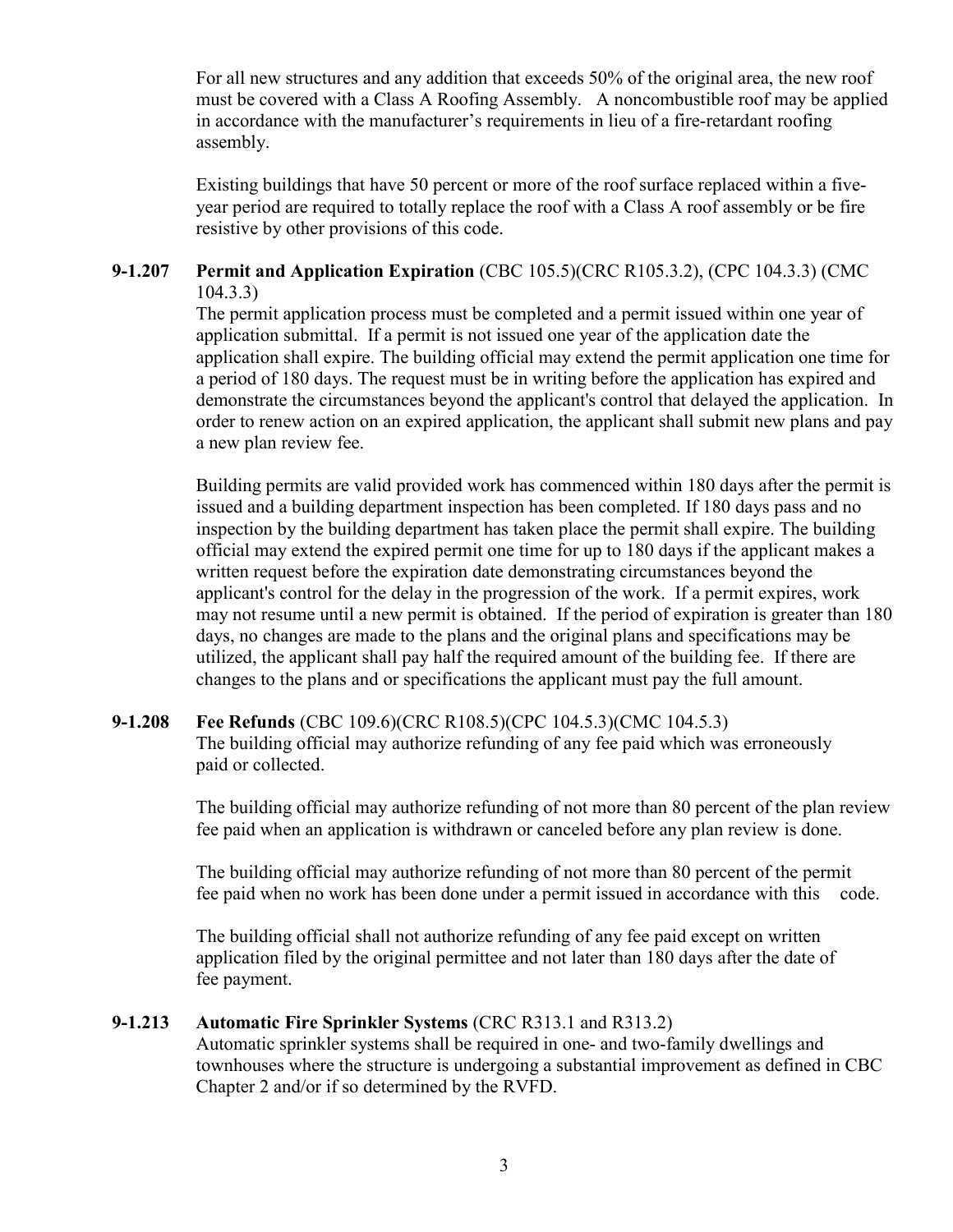For all new structures and any addition that exceeds 50% of the original area, the new roof must be covered with a Class A Roofing Assembly. A noncombustible roof may be applied in accordance with the manufacturer's requirements in lieu of a fire-retardant roofing assembly.

Existing buildings that have 50 percent or more of the roof surface replaced within a five-year period are required to totally replace the roof with a Class A roof assembly or be fire resistive by other provisions of this code.

**9-1.207 Permit and Application Expiration** (CBC 105.5)(CRC R105.3.2), (CPC 104.3.3) (CMC 104.3.3)

The permit application process must be completed and a permit issued within one year of application submittal. If a permit is not issued one year of the application date the application shall expire. The building official may extend the permit application one time for a period of 180 days. The request must be in writing before the application has expired and demonstrate the circumstances beyond the applicant's control that delayed the application. In order to renew action on an expired application, the applicant shall submit new plans and pay a new plan review fee.

Building permits are valid provided work has commenced within 180 days after the permit is issued and a building department inspection has been completed. If 180 days pass and no inspection by the building department has taken place the permit shall expire. The building official may extend the expired permit one time for up to 180 days if the applicant makes a written request before the expiration date demonstrating circumstances beyond the applicant's control for the delay in the progression of the work. If a permit expires, work may not resume until a new permit is obtained. If the period of expiration is greater than 180 days, no changes are made to the plans and the original plans and specifications may be utilized, the applicant shall pay half the required amount of the building fee. If there are changes to the plans and or specifications the applicant must pay the full amount.

**9-1.208 Fee Refunds** (CBC 109.6)(CRC R108.5)(CPC 104.5.3)(CMC 104.5.3)

The building official may authorize refunding of any fee paid which was erroneously paid or collected.

The building official may authorize refunding of not more than 80 percent of the plan review fee paid when an application is withdrawn or canceled before any plan review is done.

The building official may authorize refunding of not more than 80 percent of the permit fee paid when no work has been done under a permit issued in accordance with this code.

The building official shall not authorize refunding of any fee paid except on written application filed by the original permittee and not later than 180 days after the date of fee payment.

**9-1.213 Automatic Fire Sprinkler Systems** (CRC R313.1 and R313.2)

Automatic sprinkler systems shall be required in one- and two-family dwellings and townhouses where the structure is undergoing a substantial improvement as defined in CBC Chapter 2 and/or if so determined by the RVFD.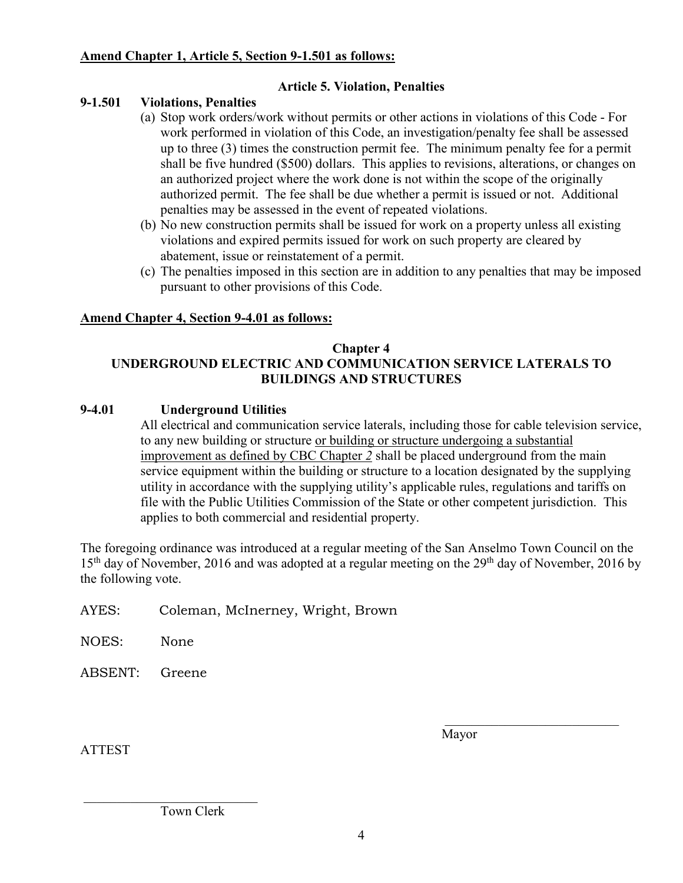**<u>Amend Chapter 1, Article 5, Section 9-1.501 as follows:</u>**

**Article 5. Violation, Penalties**

**9-1.501 Violations, Penalties**

(a) Stop work orders/work without permits or other actions in violations of this Code - For work performed in violation of this Code, an investigation/penalty fee shall be assessed up to three (3) times the construction permit fee. The minimum penalty fee for a permit shall be five hundred ($500) dollars. This applies to revisions, alterations, or changes on an authorized project where the work done is not within the scope of the originally authorized permit. The fee shall be due whether a permit is issued or not. Additional penalties may be assessed in the event of repeated violations.

(b) No new construction permits shall be issued for work on a property unless all existing violations and expired permits issued for work on such property are cleared by abatement, issue or reinstatement of a permit.

(c) The penalties imposed in this section are in addition to any penalties that may be imposed pursuant to other provisions of this Code.

**<u>Amend Chapter 4, Section 9-4.01 as follows:</u>**

**Chapter 4**
**UNDERGROUND ELECTRIC AND COMMUNICATION SERVICE LATERALS TO BUILDINGS AND STRUCTURES**

**9-4.01 Underground Utilities**

All electrical and communication service laterals, including those for cable television service, to any new building or structure <u>or building or structure undergoing a substantial improvement as defined by CBC Chapter *2*</u> shall be placed underground from the main service equipment within the building or structure to a location designated by the supplying utility in accordance with the supplying utility's applicable rules, regulations and tariffs on file with the Public Utilities Commission of the State or other competent jurisdiction. This applies to both commercial and residential property.

The foregoing ordinance was introduced at a regular meeting of the San Anselmo Town Council on the 15th day of November, 2016 and was adopted at a regular meeting on the 29th day of November, 2016 by the following vote.

AYES: Coleman, McInerney, Wright, Brown

NOES: None

ABSENT: Greene

\_\_\_\_\_\_\_\_\_\_\_\_\_\_\_\_\_\_\_\_\_\_\_\_\_\_\_
Mayor

ATTEST

\_\_\_\_\_\_\_\_\_\_\_\_\_\_\_\_\_\_\_\_\_\_\_\_\_\_\_
Town Clerk